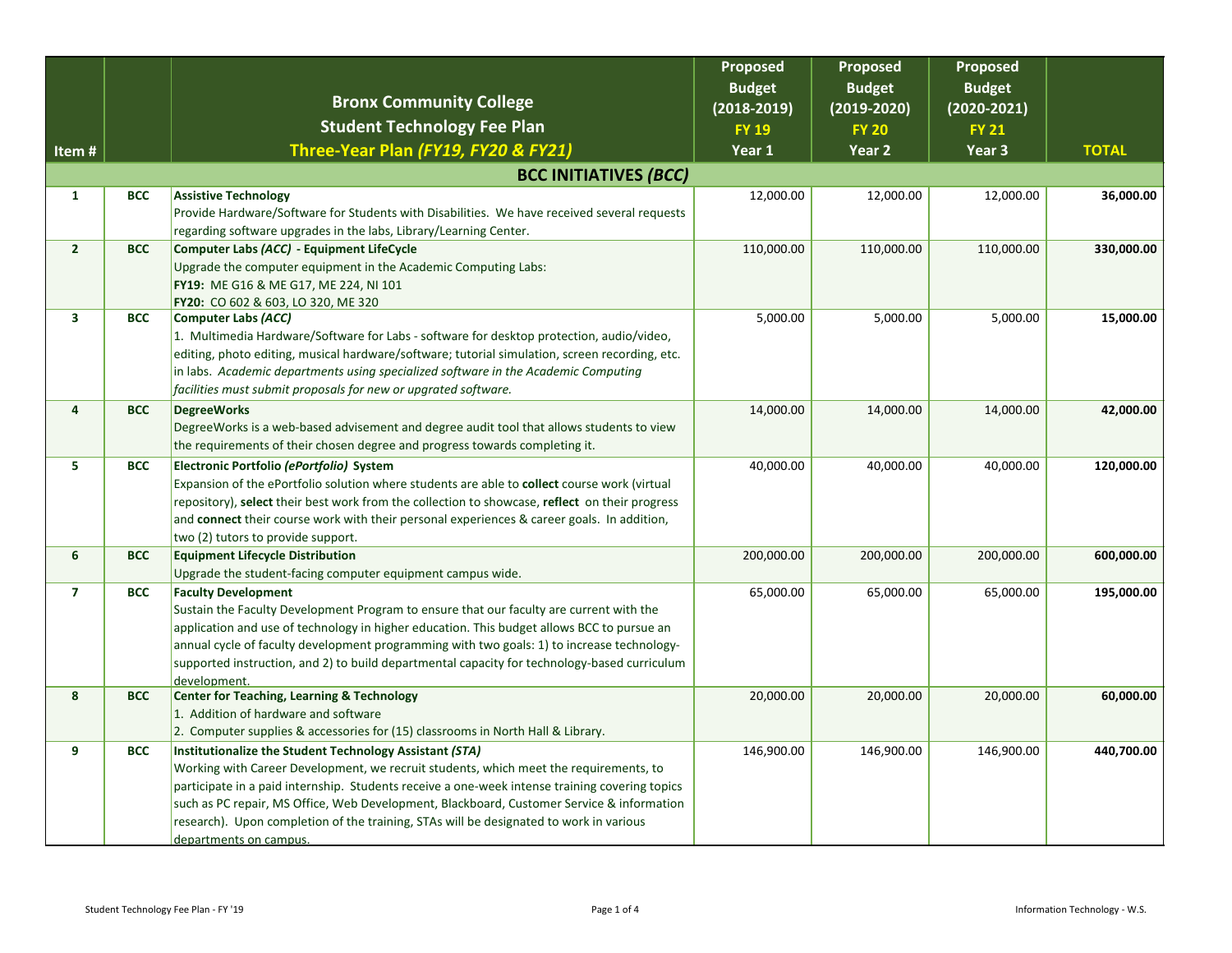| Item # | | Bronx Community College<br>Student Technology Fee Plan<br>Three-Year Plan *(FY19, FY20 & FY21)* | Proposed Budget (2018-2019) FY 19 Year 1 | Proposed Budget (2019-2020) FY 20 Year 2 | Proposed Budget (2020-2021) FY 21 Year 3 | TOTAL |
|---|---|---|---|---|---|---|
| | | **BCC INITIATIVES *(BCC)*** | | | | |
| 1 | BCC | **Assistive Technology**<br>Provide Hardware/Software for Students with Disabilities. We have received several requests regarding software upgrades in the labs, Library/Learning Center. | 12,000.00 | 12,000.00 | 12,000.00 | **36,000.00** |
| 2 | BCC | **Computer Labs *(ACC)* - Equipment LifeCycle**<br>Upgrade the computer equipment in the Academic Computing Labs:<br>**FY19:** ME G16 & ME G17, ME 224, NI 101<br>**FY20:** CO 602 & 603, LO 320, ME 320 | 110,000.00 | 110,000.00 | 110,000.00 | **330,000.00** |
| 3 | BCC | **Computer Labs *(ACC)***<br>1. Multimedia Hardware/Software for Labs - software for desktop protection, audio/video, editing, photo editing, musical hardware/software; tutorial simulation, screen recording, etc. in labs. *Academic departments using specialized software in the Academic Computing facilities must submit proposals for new or upgrated software.* | 5,000.00 | 5,000.00 | 5,000.00 | **15,000.00** |
| 4 | BCC | **DegreeWorks**<br>DegreeWorks is a web-based advisement and degree audit tool that allows students to view the requirements of their chosen degree and progress towards completing it. | 14,000.00 | 14,000.00 | 14,000.00 | **42,000.00** |
| 5 | BCC | **Electronic Portfolio *(ePortfolio)* System**<br>Expansion of the ePortfolio solution where students are able to **collect** course work (virtual repository), **select** their best work from the collection to showcase, **reflect** on their progress and **connect** their course work with their personal experiences & career goals. In addition, two (2) tutors to provide support. | 40,000.00 | 40,000.00 | 40,000.00 | **120,000.00** |
| 6 | BCC | **Equipment Lifecycle Distribution**<br>Upgrade the student-facing computer equipment campus wide. | 200,000.00 | 200,000.00 | 200,000.00 | **600,000.00** |
| 7 | BCC | **Faculty Development**<br>Sustain the Faculty Development Program to ensure that our faculty are current with the application and use of technology in higher education. This budget allows BCC to pursue an annual cycle of faculty development programming with two goals: 1) to increase technology-supported instruction, and 2) to build departmental capacity for technology-based curriculum development. | 65,000.00 | 65,000.00 | 65,000.00 | **195,000.00** |
| 8 | BCC | **Center for Teaching, Learning & Technology**<br>1. Addition of hardware and software<br>2. Computer supplies & accessories for (15) classrooms in North Hall & Library. | 20,000.00 | 20,000.00 | 20,000.00 | **60,000.00** |
| 9 | BCC | **Institutionalize the Student Technology Assistant *(STA)***<br>Working with Career Development, we recruit students, which meet the requirements, to participate in a paid internship. Students receive a one-week intense training covering topics such as PC repair, MS Office, Web Development, Blackboard, Customer Service & information research). Upon completion of the training, STAs will be designated to work in various departments on campus. | 146,900.00 | 146,900.00 | 146,900.00 | **440,700.00** |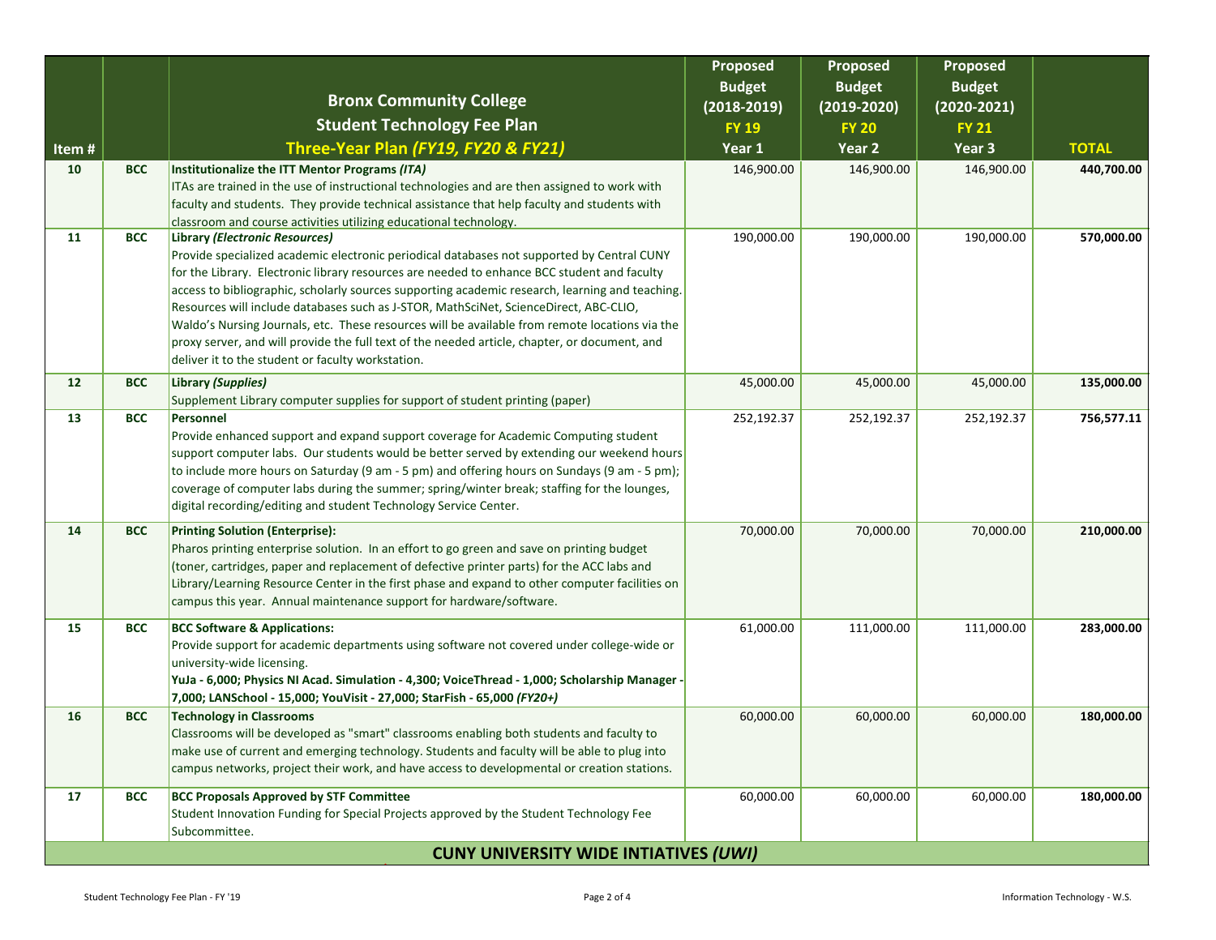| Item # | | Bronx Community College<br>Student Technology Fee Plan<br>***Three-Year Plan (FY19, FY20 & FY21)*** | Proposed Budget (2018-2019) FY 19 Year 1 | Proposed Budget (2019-2020) FY 20 Year 2 | Proposed Budget (2020-2021) FY 21 Year 3 | TOTAL |
|---|---|---|---|---|---|---|
| 10 | BCC | **Institutionalize the ITT Mentor Programs *(ITA)***<br>ITAs are trained in the use of instructional technologies and are then assigned to work with faculty and students. They provide technical assistance that help faculty and students with classroom and course activities utilizing educational technology. | 146,900.00 | 146,900.00 | 146,900.00 | **440,700.00** |
| 11 | BCC | **Library *(Electronic Resources)***<br>Provide specialized academic electronic periodical databases not supported by Central CUNY for the Library. Electronic library resources are needed to enhance BCC student and faculty access to bibliographic, scholarly sources supporting academic research, learning and teaching. Resources will include databases such as J-STOR, MathSciNet, ScienceDirect, ABC-CLIO, Waldo's Nursing Journals, etc. These resources will be available from remote locations via the proxy server, and will provide the full text of the needed article, chapter, or document, and deliver it to the student or faculty workstation. | 190,000.00 | 190,000.00 | 190,000.00 | **570,000.00** |
| 12 | BCC | **Library *(Supplies)***<br>Supplement Library computer supplies for support of student printing (paper) | 45,000.00 | 45,000.00 | 45,000.00 | **135,000.00** |
| 13 | BCC | **Personnel**<br>Provide enhanced support and expand support coverage for Academic Computing student support computer labs. Our students would be better served by extending our weekend hours to include more hours on Saturday (9 am - 5 pm) and offering hours on Sundays (9 am - 5 pm); coverage of computer labs during the summer; spring/winter break; staffing for the lounges, digital recording/editing and student Technology Service Center. | 252,192.37 | 252,192.37 | 252,192.37 | **756,577.11** |
| 14 | BCC | **Printing Solution (Enterprise):**<br>Pharos printing enterprise solution. In an effort to go green and save on printing budget (toner, cartridges, paper and replacement of defective printer parts) for the ACC labs and Library/Learning Resource Center in the first phase and expand to other computer facilities on campus this year. Annual maintenance support for hardware/software. | 70,000.00 | 70,000.00 | 70,000.00 | **210,000.00** |
| 15 | BCC | **BCC Software & Applications:**<br>Provide support for academic departments using software not covered under college-wide or university-wide licensing.<br>**YuJa - 6,000; Physics NI Acad. Simulation - 4,300; VoiceThread - 1,000; Scholarship Manager - 7,000; LANSchool - 15,000; YouVisit - 27,000; StarFish - 65,000 *(FY20+)*** | 61,000.00 | 111,000.00 | 111,000.00 | **283,000.00** |
| 16 | BCC | **Technology in Classrooms**<br>Classrooms will be developed as "smart" classrooms enabling both students and faculty to make use of current and emerging technology. Students and faculty will be able to plug into campus networks, project their work, and have access to developmental or creation stations. | 60,000.00 | 60,000.00 | 60,000.00 | **180,000.00** |
| 17 | BCC | **BCC Proposals Approved by STF Committee**<br>Student Innovation Funding for Special Projects approved by the Student Technology Fee Subcommittee. | 60,000.00 | 60,000.00 | 60,000.00 | **180,000.00** |
| | | **CUNY UNIVERSITY WIDE INTIATIVES *(UWI)*** | | | | |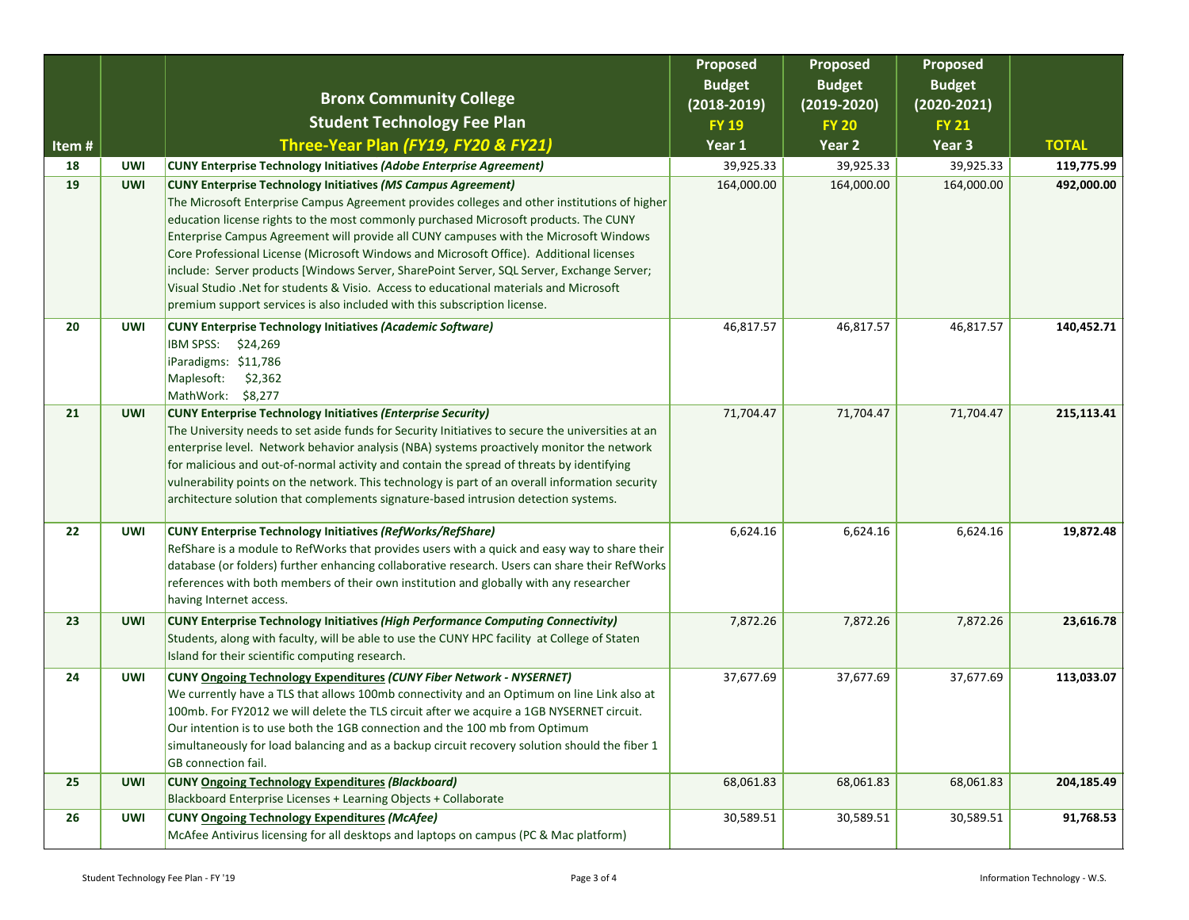| Item # | | Bronx Community College<br>Student Technology Fee Plan<br>**Three-Year Plan *(FY19, FY20 & FY21)*** | Proposed Budget (2018-2019) FY 19 Year 1 | Proposed Budget (2019-2020) FY 20 Year 2 | Proposed Budget (2020-2021) FY 21 Year 3 | TOTAL |
|---|---|---|---|---|---|---|
| 18 | UWI | **CUNY Enterprise Technology Initiatives *(Adobe Enterprise Agreement)*** | 39,925.33 | 39,925.33 | 39,925.33 | **119,775.99** |
| 19 | UWI | **CUNY Enterprise Technology Initiatives *(MS Campus Agreement)***<br>The Microsoft Enterprise Campus Agreement provides colleges and other institutions of higher education license rights to the most commonly purchased Microsoft products. The CUNY Enterprise Campus Agreement will provide all CUNY campuses with the Microsoft Windows Core Professional License (Microsoft Windows and Microsoft Office). Additional licenses include: Server products [Windows Server, SharePoint Server, SQL Server, Exchange Server; Visual Studio .Net for students & Visio. Access to educational materials and Microsoft premium support services is also included with this subscription license. | 164,000.00 | 164,000.00 | 164,000.00 | **492,000.00** |
| 20 | UWI | **CUNY Enterprise Technology Initiatives *(Academic Software)***<br>IBM SPSS: $24,269<br>iParadigms: $11,786<br>Maplesoft: $2,362<br>MathWork: $8,277 | 46,817.57 | 46,817.57 | 46,817.57 | **140,452.71** |
| 21 | UWI | **CUNY Enterprise Technology Initiatives *(Enterprise Security)***<br>The University needs to set aside funds for Security Initiatives to secure the universities at an enterprise level. Network behavior analysis (NBA) systems proactively monitor the network for malicious and out-of-normal activity and contain the spread of threats by identifying vulnerability points on the network. This technology is part of an overall information security architecture solution that complements signature-based intrusion detection systems. | 71,704.47 | 71,704.47 | 71,704.47 | **215,113.41** |
| 22 | UWI | **CUNY Enterprise Technology Initiatives *(RefWorks/RefShare)***<br>RefShare is a module to RefWorks that provides users with a quick and easy way to share their database (or folders) further enhancing collaborative research. Users can share their RefWorks references with both members of their own institution and globally with any researcher having Internet access. | 6,624.16 | 6,624.16 | 6,624.16 | **19,872.48** |
| 23 | UWI | **CUNY Enterprise Technology Initiatives *(High Performance Computing Connectivity)***<br>Students, along with faculty, will be able to use the CUNY HPC facility at College of Staten Island for their scientific computing research. | 7,872.26 | 7,872.26 | 7,872.26 | **23,616.78** |
| 24 | UWI | **CUNY Ongoing Technology Expenditures *(CUNY Fiber Network - NYSERNET)***<br>We currently have a TLS that allows 100mb connectivity and an Optimum on line Link also at 100mb. For FY2012 we will delete the TLS circuit after we acquire a 1GB NYSERNET circuit. Our intention is to use both the 1GB connection and the 100 mb from Optimum simultaneously for load balancing and as a backup circuit recovery solution should the fiber 1 GB connection fail. | 37,677.69 | 37,677.69 | 37,677.69 | **113,033.07** |
| 25 | UWI | **CUNY Ongoing Technology Expenditures *(Blackboard)***<br>Blackboard Enterprise Licenses + Learning Objects + Collaborate | 68,061.83 | 68,061.83 | 68,061.83 | **204,185.49** |
| 26 | UWI | **CUNY Ongoing Technology Expenditures *(McAfee)***<br>McAfee Antivirus licensing for all desktops and laptops on campus (PC & Mac platform) | 30,589.51 | 30,589.51 | 30,589.51 | **91,768.53** |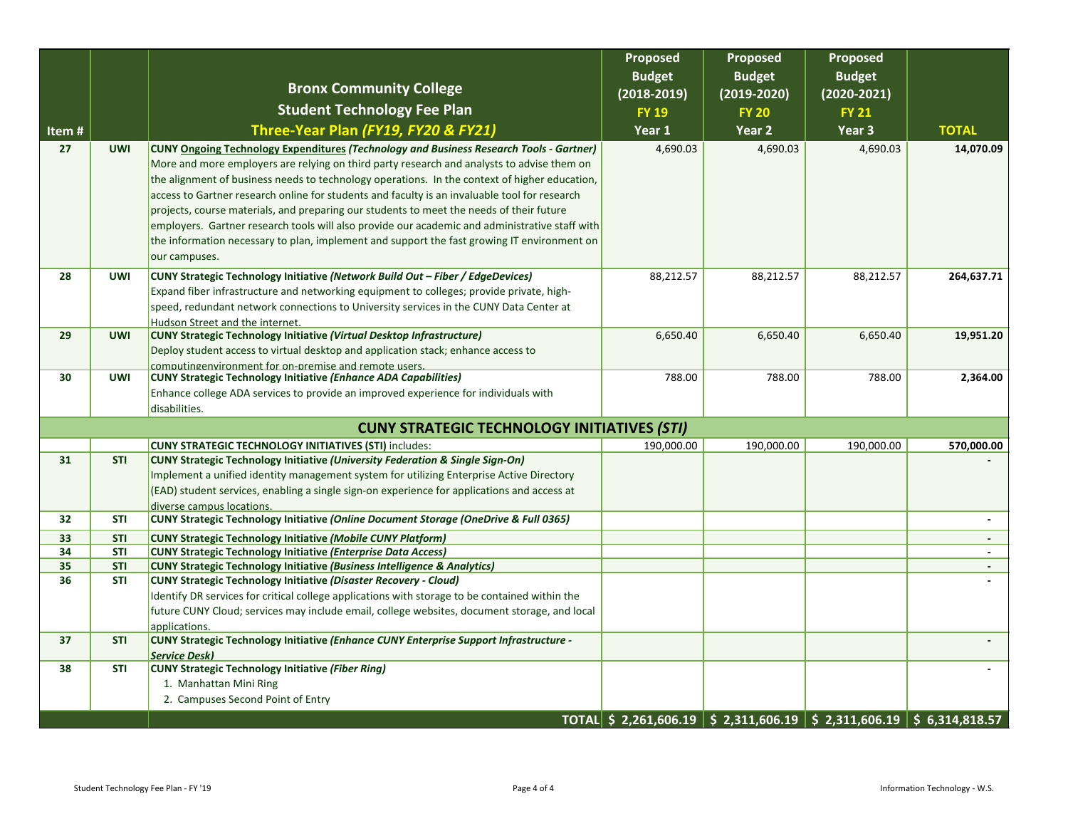| Item # | | Bronx Community College<br>Student Technology Fee Plan<br>*Three-Year Plan (FY19, FY20 & FY21)* | Proposed Budget (2018-2019) FY 19 Year 1 | Proposed Budget (2019-2020) FY 20 Year 2 | Proposed Budget (2020-2021) FY 21 Year 3 | TOTAL |
|---|---|---|---|---|---|---|
| 27 | UWI | **CUNY Ongoing Technology Expenditures *(Technology and Business Research Tools - Gartner)*** More and more employers are relying on third party research and analysts to advise them on the alignment of business needs to technology operations. In the context of higher education, access to Gartner research online for students and faculty is an invaluable tool for research projects, course materials, and preparing our students to meet the needs of their future employers. Gartner research tools will also provide our academic and administrative staff with the information necessary to plan, implement and support the fast growing IT environment on our campuses. | 4,690.03 | 4,690.03 | 4,690.03 | **14,070.09** |
| 28 | UWI | **CUNY Strategic Technology Initiative *(Network Build Out – Fiber / EdgeDevices)*** Expand fiber infrastructure and networking equipment to colleges; provide private, high-speed, redundant network connections to University services in the CUNY Data Center at Hudson Street and the internet. | 88,212.57 | 88,212.57 | 88,212.57 | **264,637.71** |
| 29 | UWI | **CUNY Strategic Technology Initiative *(Virtual Desktop Infrastructure)*** Deploy student access to virtual desktop and application stack; enhance access to computingenvironment for on-premise and remote users. | 6,650.40 | 6,650.40 | 6,650.40 | **19,951.20** |
| 30 | UWI | **CUNY Strategic Technology Initiative *(Enhance ADA Capabilities)*** Enhance college ADA services to provide an improved experience for individuals with disabilities. | 788.00 | 788.00 | 788.00 | **2,364.00** |
| | | **CUNY STRATEGIC TECHNOLOGY INITIATIVES *(STI)*** | | | | |
| | | **CUNY STRATEGIC TECHNOLOGY INITIATIVES (STI)** includes: | 190,000.00 | 190,000.00 | 190,000.00 | **570,000.00** |
| 31 | STI | **CUNY Strategic Technology Initiative *(University Federation & Single Sign-On)*** Implement a unified identity management system for utilizing Enterprise Active Directory (EAD) student services, enabling a single sign-on experience for applications and access at diverse campus locations. | | | | - |
| 32 | STI | **CUNY Strategic Technology Initiative *(Online Document Storage (OneDrive & Full 0365)*** | | | | - |
| 33 | STI | **CUNY Strategic Technology Initiative *(Mobile CUNY Platform)*** | | | | - |
| 34 | STI | **CUNY Strategic Technology Initiative *(Enterprise Data Access)*** | | | | - |
| 35 | STI | **CUNY Strategic Technology Initiative *(Business Intelligence & Analytics)*** | | | | - |
| 36 | STI | **CUNY Strategic Technology Initiative *(Disaster Recovery - Cloud)*** Identify DR services for critical college applications with storage to be contained within the future CUNY Cloud; services may include email, college websites, document storage, and local applications. | | | | - |
| 37 | STI | **CUNY Strategic Technology Initiative *(Enhance CUNY Enterprise Support Infrastructure - Service Desk)*** | | | | - |
| 38 | STI | **CUNY Strategic Technology Initiative *(Fiber Ring)*** 1. Manhattan Mini Ring 2. Campuses Second Point of Entry | | | | - |
| | | **TOTAL** | **$ 2,261,606.19** | **$ 2,311,606.19** | **$ 2,311,606.19** | **$ 6,314,818.57** |